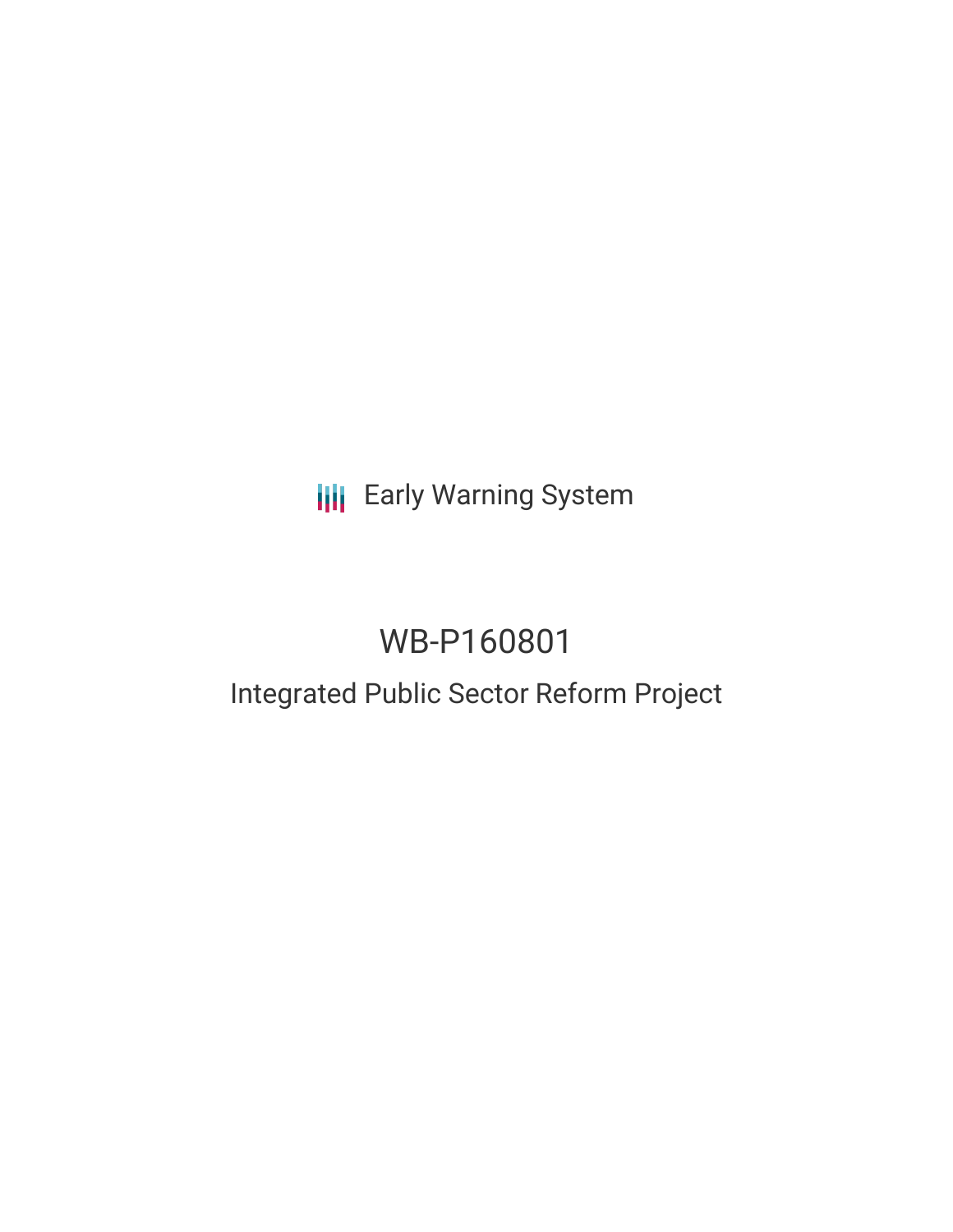Early Warning System

# WB-P160801

## Integrated Public Sector Reform Project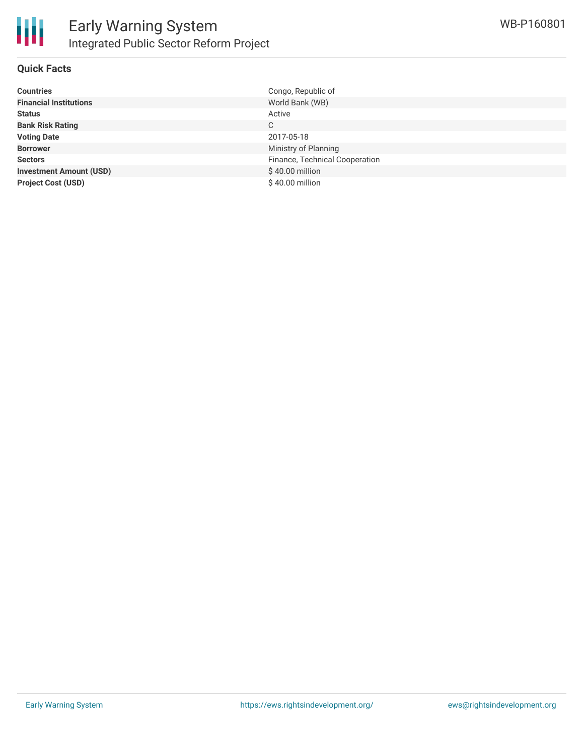# Early Warning System

## Integrated Public Sector Reform Project

WB-P160801

### Quick Facts

| | |
|---|---|
| **Countries** | Congo, Republic of |
| **Financial Institutions** | World Bank (WB) |
| **Status** | Active |
| **Bank Risk Rating** | C |
| **Voting Date** | 2017-05-18 |
| **Borrower** | Ministry of Planning |
| **Sectors** | Finance, Technical Cooperation |
| **Investment Amount (USD)** | $ 40.00 million |
| **Project Cost (USD)** | $ 40.00 million |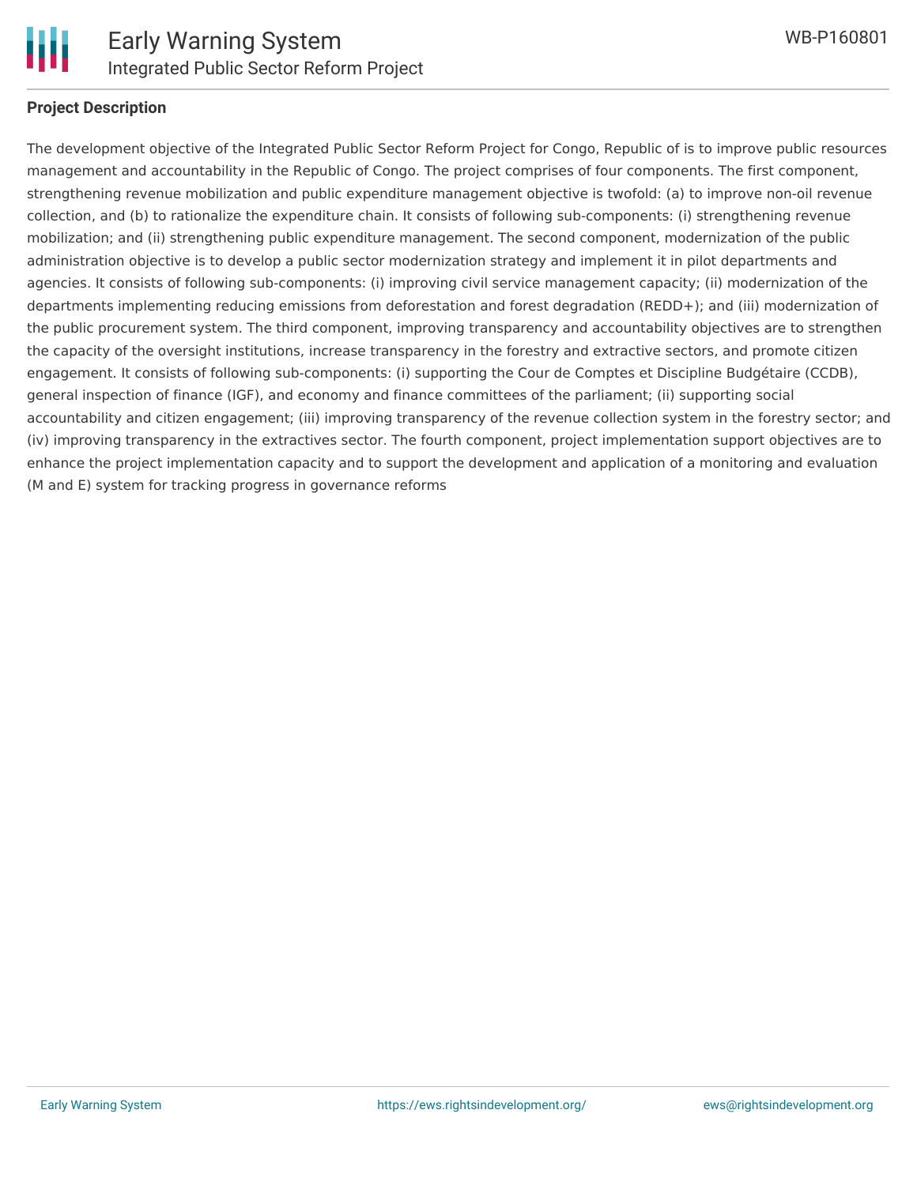## Project Description

The development objective of the Integrated Public Sector Reform Project for Congo, Republic of is to improve public resources management and accountability in the Republic of Congo. The project comprises of four components. The first component, strengthening revenue mobilization and public expenditure management objective is twofold: (a) to improve non-oil revenue collection, and (b) to rationalize the expenditure chain. It consists of following sub-components: (i) strengthening revenue mobilization; and (ii) strengthening public expenditure management. The second component, modernization of the public administration objective is to develop a public sector modernization strategy and implement it in pilot departments and agencies. It consists of following sub-components: (i) improving civil service management capacity; (ii) modernization of the departments implementing reducing emissions from deforestation and forest degradation (REDD+); and (iii) modernization of the public procurement system. The third component, improving transparency and accountability objectives are to strengthen the capacity of the oversight institutions, increase transparency in the forestry and extractive sectors, and promote citizen engagement. It consists of following sub-components: (i) supporting the Cour de Comptes et Discipline Budgétaire (CCDB), general inspection of finance (IGF), and economy and finance committees of the parliament; (ii) supporting social accountability and citizen engagement; (iii) improving transparency of the revenue collection system in the forestry sector; and (iv) improving transparency in the extractives sector. The fourth component, project implementation support objectives are to enhance the project implementation capacity and to support the development and application of a monitoring and evaluation (M and E) system for tracking progress in governance reforms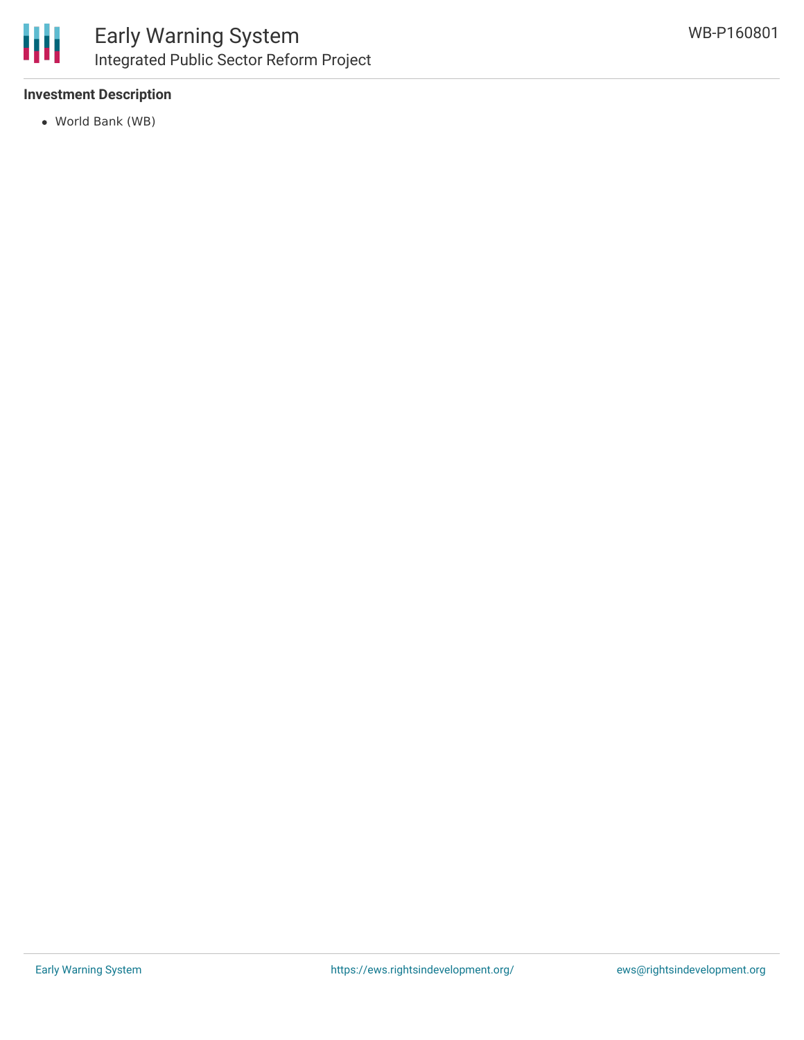**Investment Description**

- World Bank (WB)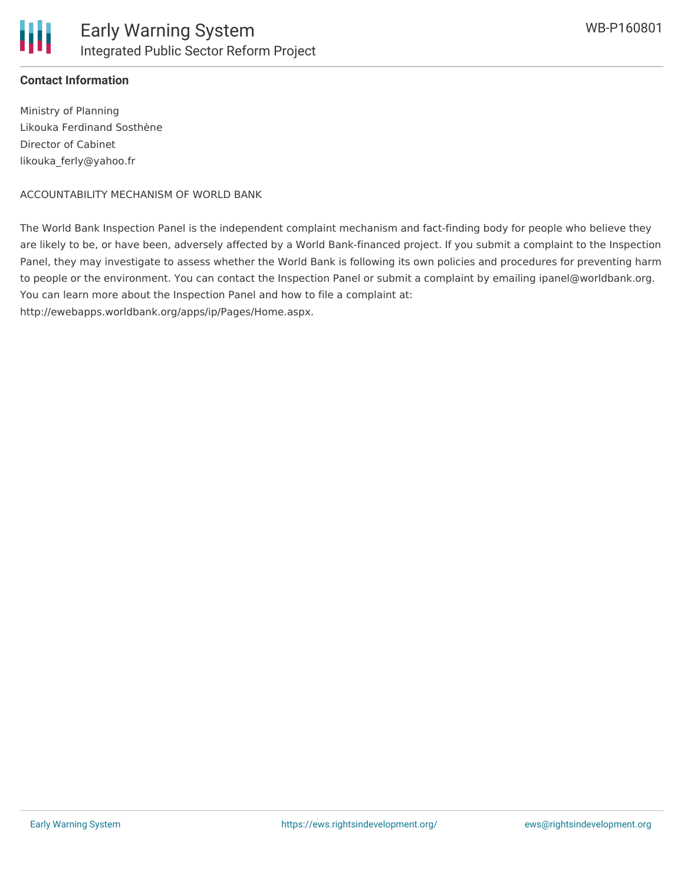**Contact Information**

Ministry of Planning
Likouka Ferdinand Sosthène
Director of Cabinet
likouka_ferly@yahoo.fr

ACCOUNTABILITY MECHANISM OF WORLD BANK

The World Bank Inspection Panel is the independent complaint mechanism and fact-finding body for people who believe they are likely to be, or have been, adversely affected by a World Bank-financed project. If you submit a complaint to the Inspection Panel, they may investigate to assess whether the World Bank is following its own policies and procedures for preventing harm to people or the environment. You can contact the Inspection Panel or submit a complaint by emailing ipanel@worldbank.org. You can learn more about the Inspection Panel and how to file a complaint at: http://ewebapps.worldbank.org/apps/ip/Pages/Home.aspx.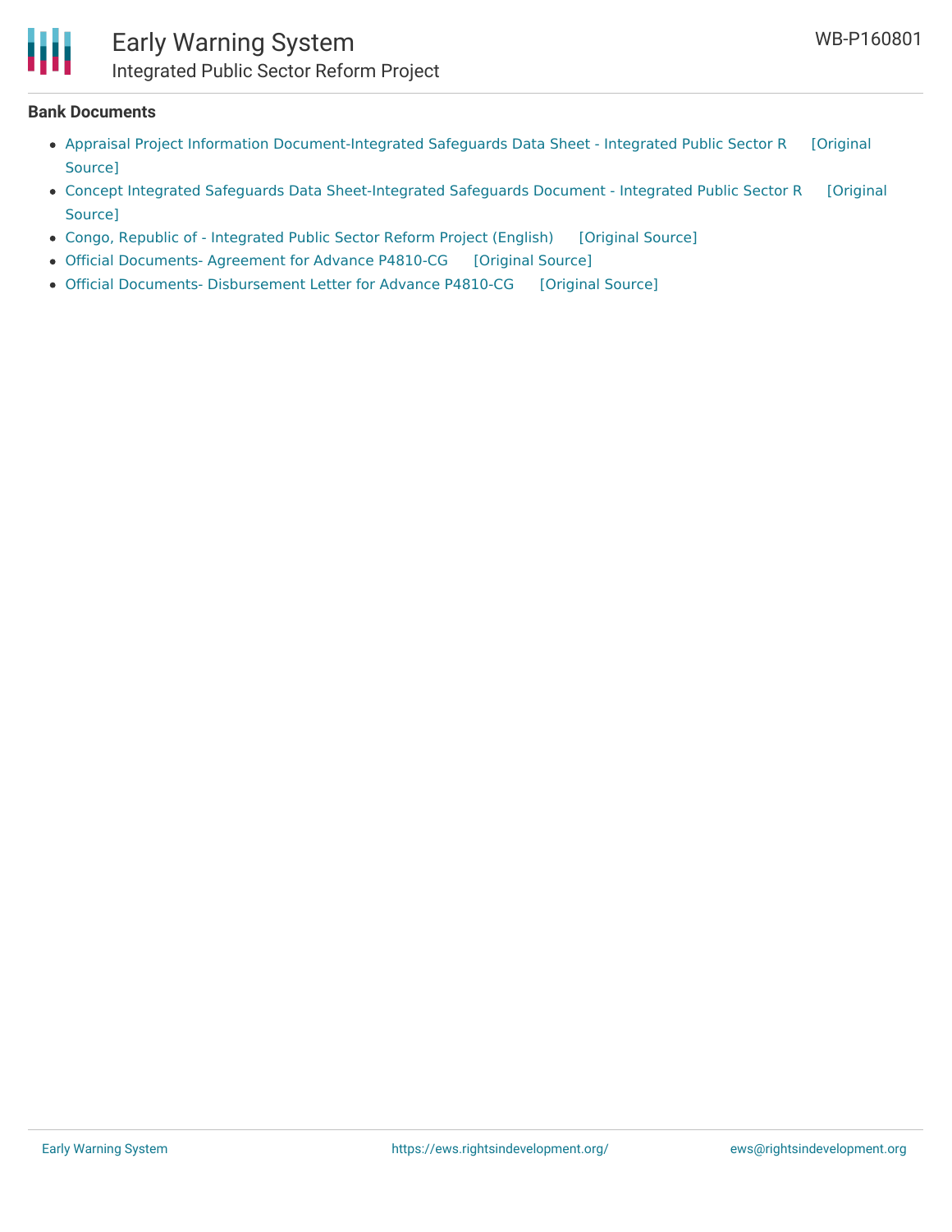**Bank Documents**

- Appraisal Project Information Document-Integrated Safeguards Data Sheet - Integrated Public Sector R [Original Source]
- Concept Integrated Safeguards Data Sheet-Integrated Safeguards Document - Integrated Public Sector R [Original Source]
- Congo, Republic of - Integrated Public Sector Reform Project (English) [Original Source]
- Official Documents- Agreement for Advance P4810-CG [Original Source]
- Official Documents- Disbursement Letter for Advance P4810-CG [Original Source]